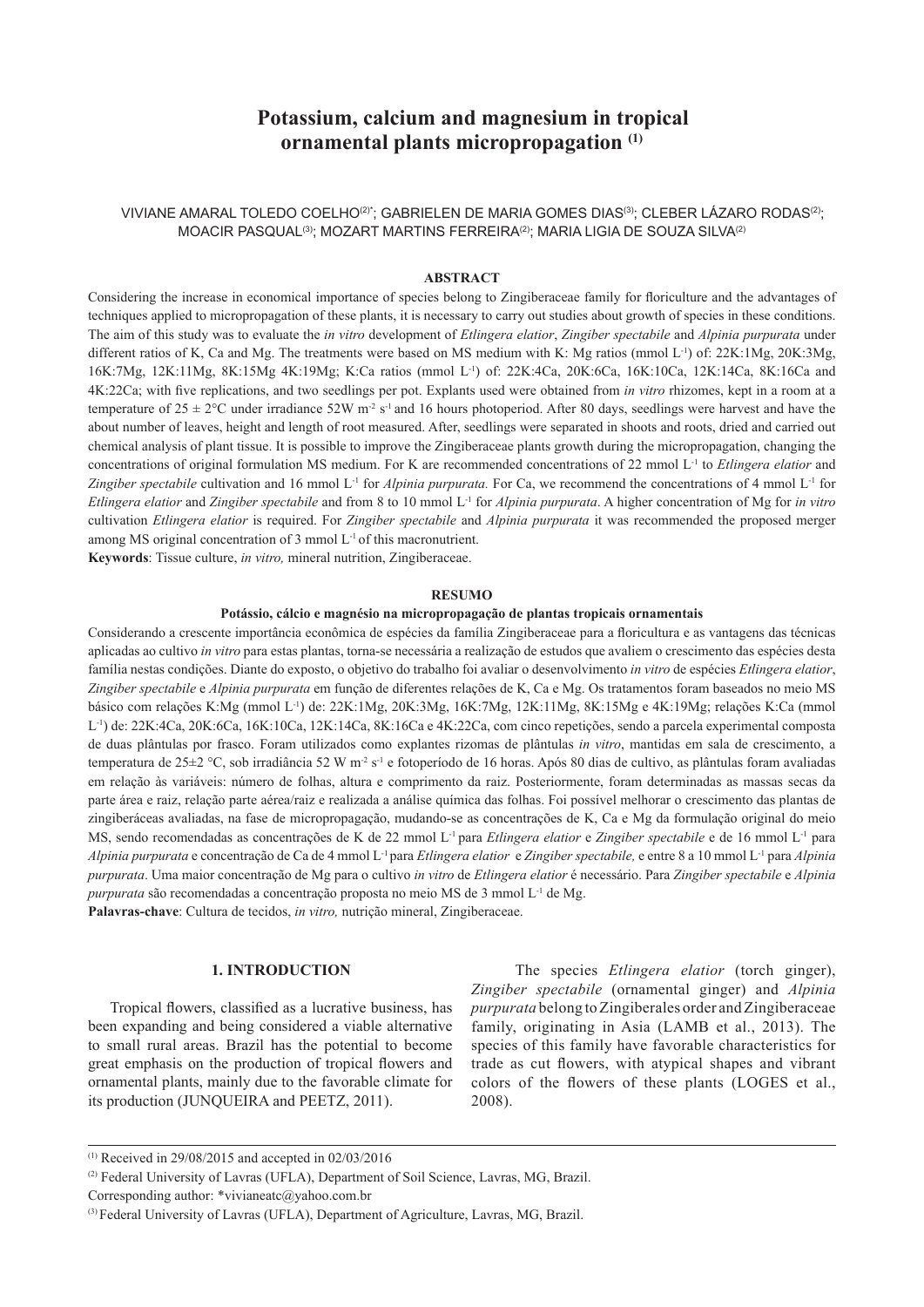# Potassium, calcium and magnesium in tropical ornamental plants micropropagation [1]

VIVIANE AMARAL TOLEDO COELHO[2]*; GABRIELEN DE MARIA GOMES DIAS[3]; CLEBER LÁZARO RODAS[2]; MOACIR PASQUAL[3]; MOZART MARTINS FERREIRA[2]; MARIA LIGIA DE SOUZA SILVA[2]

## ABSTRACT

Considering the increase in economical importance of species belong to Zingiberaceae family for floriculture and the advantages of techniques applied to micropropagation of these plants, it is necessary to carry out studies about growth of species in these conditions. The aim of this study was to evaluate the *in vitro* development of *Etlingera elatior*, *Zingiber spectabile* and *Alpinia purpurata* under different ratios of K, Ca and Mg. The treatments were based on MS medium with K: Mg ratios (mmol $L^{-1}$) of: 22K:1Mg, 20K:3Mg, 16K:7Mg, 12K:11Mg, 8K:15Mg 4K:19Mg; K:Ca ratios (mmol $L^{-1}$) of: 22K:4Ca, 20K:6Ca, 16K:10Ca, 12K:14Ca, 8K:16Ca and 4K:22Ca; with five replications, and two seedlings per pot. Explants used were obtained from *in vitro* rhizomes, kept in a room at a temperature of 25 ± 2°C under irradiance 52W $m^{-2}$ $s^{-1}$ and 16 hours photoperiod. After 80 days, seedlings were harvest and have the about number of leaves, height and length of root measured. After, seedlings were separated in shoots and roots, dried and carried out chemical analysis of plant tissue. It is possible to improve the Zingiberaceae plants growth during the micropropagation, changing the concentrations of original formulation MS medium. For K are recommended concentrations of 22 mmol $L^{-1}$ to *Etlingera elatior* and *Zingiber spectabile* cultivation and 16 mmol $L^{-1}$ for *Alpinia purpurata.* For Ca, we recommend the concentrations of 4 mmol $L^{-1}$ for *Etlingera elatior* and *Zingiber spectabile* and from 8 to 10 mmol $L^{-1}$ for *Alpinia purpurata*. A higher concentration of Mg for *in vitro* cultivation *Etlingera elatior* is required. For *Zingiber spectabile* and *Alpinia purpurata* it was recommended the proposed merger among MS original concentration of 3 mmol $L^{-1}$ of this macronutrient.

**Keywords**: Tissue culture, *in vitro,* mineral nutrition, Zingiberaceae.

## RESUMO

### Potássio, cálcio e magnésio na micropropagação de plantas tropicais ornamentais

Considerando a crescente importância econômica de espécies da família Zingiberaceae para a floricultura e as vantagens das técnicas aplicadas ao cultivo *in vitro* para estas plantas, torna-se necessária a realização de estudos que avaliem o crescimento das espécies desta família nestas condições. Diante do exposto, o objetivo do trabalho foi avaliar o desenvolvimento *in vitro* de espécies *Etlingera elatior*, *Zingiber spectabile* e *Alpinia purpurata* em função de diferentes relações de K, Ca e Mg. Os tratamentos foram baseados no meio MS básico com relações K:Mg (mmol $L^{-1}$) de: 22K:1Mg, 20K:3Mg, 16K:7Mg, 12K:11Mg, 8K:15Mg e 4K:19Mg; relações K:Ca (mmol $L^{-1}$) de: 22K:4Ca, 20K:6Ca, 16K:10Ca, 12K:14Ca, 8K:16Ca e 4K:22Ca, com cinco repetições, sendo a parcela experimental composta de duas plântulas por frasco. Foram utilizados como explantes rizomas de plântulas *in vitro*, mantidas em sala de crescimento, a temperatura de 25±2 °C, sob irradiância 52 W $m^{-2}$ $s^{-1}$ e fotoperíodo de 16 horas. Após 80 dias de cultivo, as plântulas foram avaliadas em relação às variáveis: número de folhas, altura e comprimento da raiz. Posteriormente, foram determinadas as massas secas da parte área e raiz, relação parte aérea/raiz e realizada a análise química das folhas. Foi possível melhorar o crescimento das plantas de zingiberáceas avaliadas, na fase de micropropagação, mudando-se as concentrações de K, Ca e Mg da formulação original do meio MS, sendo recomendadas as concentrações de K de 22 mmol $L^{-1}$ para *Etlingera elatior* e *Zingiber spectabile* e de 16 mmol $L^{-1}$ para *Alpinia purpurata* e concentração de Ca de 4 mmol $L^{-1}$ para *Etlingera elatior* e *Zingiber spectabile,* e entre 8 a 10 mmol $L^{-1}$ para *Alpinia purpurata*. Uma maior concentração de Mg para o cultivo *in vitro* de *Etlingera elatior* é necessário. Para *Zingiber spectabile* e *Alpinia purpurata* são recomendadas a concentração proposta no meio MS de 3 mmol $L^{-1}$ de Mg.

**Palavras-chave**: Cultura de tecidos, *in vitro,* nutrição mineral, Zingiberaceae.

## 1. INTRODUCTION

Tropical flowers, classified as a lucrative business, has been expanding and being considered a viable alternative to small rural areas. Brazil has the potential to become great emphasis on the production of tropical flowers and ornamental plants, mainly due to the favorable climate for its production (JUNQUEIRA and PEETZ, 2011).

The species *Etlingera elatior* (torch ginger), *Zingiber spectabile* (ornamental ginger) and *Alpinia purpurata* belong to Zingiberales order and Zingiberaceae family, originating in Asia (LAMB et al., 2013). The species of this family have favorable characteristics for trade as cut flowers, with atypical shapes and vibrant colors of the flowers of these plants (LOGES et al., 2008).

---

[1] Received in 29/08/2015 and accepted in 02/03/2016

[2] Federal University of Lavras (UFLA), Department of Soil Science, Lavras, MG, Brazil.

Corresponding author: *vivianeatc@yahoo.com.br

[3] Federal University of Lavras (UFLA), Department of Agriculture, Lavras, MG, Brazil.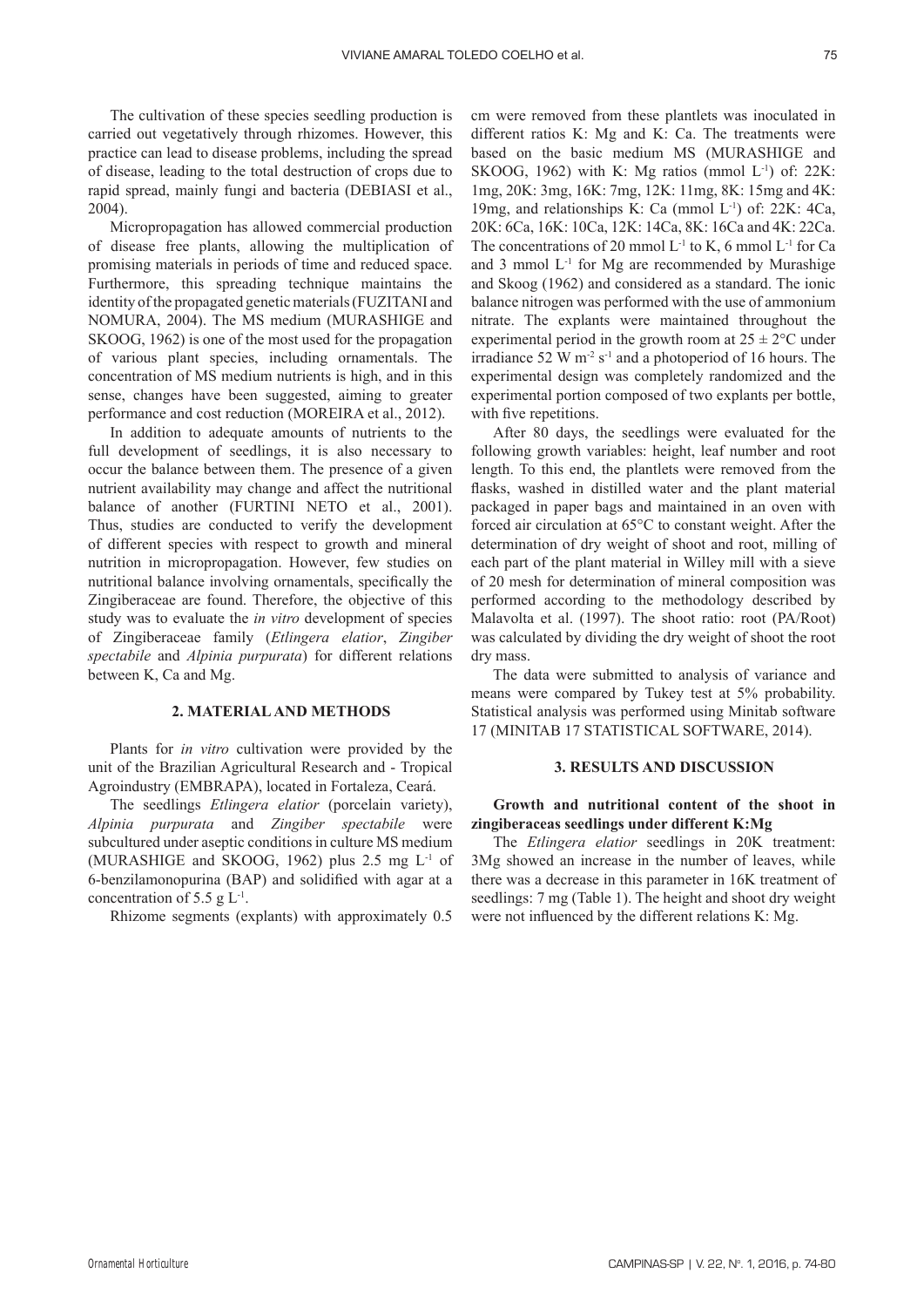The cultivation of these species seedling production is carried out vegetatively through rhizomes. However, this practice can lead to disease problems, including the spread of disease, leading to the total destruction of crops due to rapid spread, mainly fungi and bacteria (DEBIASI et al., 2004).

Micropropagation has allowed commercial production of disease free plants, allowing the multiplication of promising materials in periods of time and reduced space. Furthermore, this spreading technique maintains the identity of the propagated genetic materials (FUZITANI and NOMURA, 2004). The MS medium (MURASHIGE and SKOOG, 1962) is one of the most used for the propagation of various plant species, including ornamentals. The concentration of MS medium nutrients is high, and in this sense, changes have been suggested, aiming to greater performance and cost reduction (MOREIRA et al., 2012).

In addition to adequate amounts of nutrients to the full development of seedlings, it is also necessary to occur the balance between them. The presence of a given nutrient availability may change and affect the nutritional balance of another (FURTINI NETO et al., 2001). Thus, studies are conducted to verify the development of different species with respect to growth and mineral nutrition in micropropagation. However, few studies on nutritional balance involving ornamentals, specifically the Zingiberaceae are found. Therefore, the objective of this study was to evaluate the *in vitro* development of species of Zingiberaceae family (*Etlingera elatior*, *Zingiber spectabile* and *Alpinia purpurata*) for different relations between K, Ca and Mg.

## 2. MATERIAL AND METHODS

Plants for *in vitro* cultivation were provided by the unit of the Brazilian Agricultural Research and - Tropical Agroindustry (EMBRAPA), located in Fortaleza, Ceará.

The seedlings *Etlingera elatior* (porcelain variety), *Alpinia purpurata* and *Zingiber spectabile* were subcultured under aseptic conditions in culture MS medium (MURASHIGE and SKOOG, 1962) plus 2.5 mg $L^{-1}$ of 6-benzilamonopurina (BAP) and solidified with agar at a concentration of 5.5 g $L^{-1}$.

Rhizome segments (explants) with approximately 0.5 cm were removed from these plantlets was inoculated in different ratios K: Mg and K: Ca. The treatments were based on the basic medium MS (MURASHIGE and SKOOG, 1962) with K: Mg ratios (mmol $L^{-1}$) of: 22K: 1mg, 20K: 3mg, 16K: 7mg, 12K: 11mg, 8K: 15mg and 4K: 19mg, and relationships K: Ca (mmol $L^{-1}$) of: 22K: 4Ca, 20K: 6Ca, 16K: 10Ca, 12K: 14Ca, 8K: 16Ca and 4K: 22Ca. The concentrations of 20 mmol $L^{-1}$ to K, 6 mmol $L^{-1}$ for Ca and 3 mmol $L^{-1}$ for Mg are recommended by Murashige and Skoog (1962) and considered as a standard. The ionic balance nitrogen was performed with the use of ammonium nitrate. The explants were maintained throughout the experimental period in the growth room at $25 \pm 2$°C under irradiance 52 W $m^{-2}$ $s^{-1}$ and a photoperiod of 16 hours. The experimental design was completely randomized and the experimental portion composed of two explants per bottle, with five repetitions.

After 80 days, the seedlings were evaluated for the following growth variables: height, leaf number and root length. To this end, the plantlets were removed from the flasks, washed in distilled water and the plant material packaged in paper bags and maintained in an oven with forced air circulation at 65°C to constant weight. After the determination of dry weight of shoot and root, milling of each part of the plant material in Willey mill with a sieve of 20 mesh for determination of mineral composition was performed according to the methodology described by Malavolta et al. (1997). The shoot ratio: root (PA/Root) was calculated by dividing the dry weight of shoot the root dry mass.

The data were submitted to analysis of variance and means were compared by Tukey test at 5% probability. Statistical analysis was performed using Minitab software 17 (MINITAB 17 STATISTICAL SOFTWARE, 2014).

## 3. RESULTS AND DISCUSSION

### Growth and nutritional content of the shoot in zingiberaceas seedlings under different K:Mg

The *Etlingera elatior* seedlings in 20K treatment: 3Mg showed an increase in the number of leaves, while there was a decrease in this parameter in 16K treatment of seedlings: 7 mg (Table 1). The height and shoot dry weight were not influenced by the different relations K: Mg.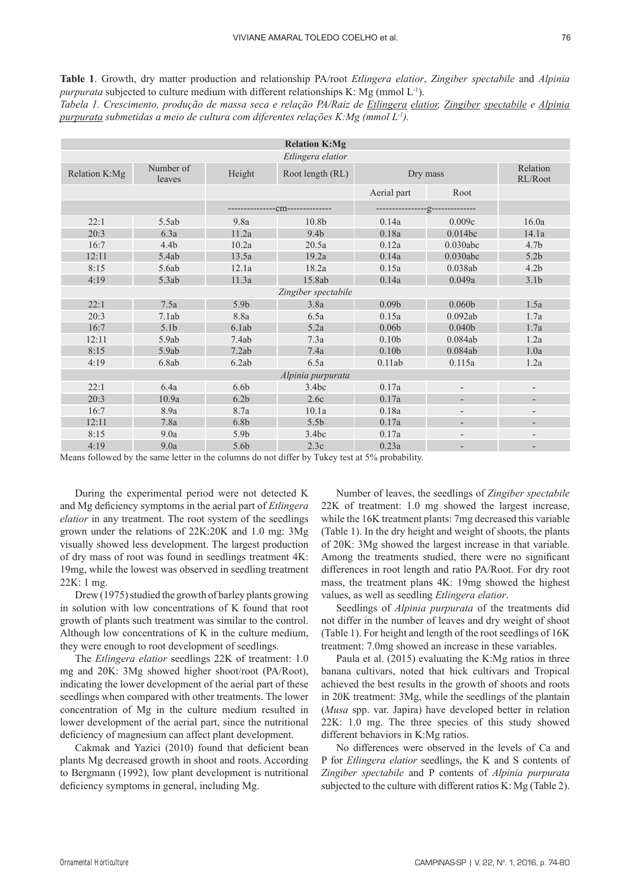**Table 1**. Growth, dry matter production and relationship PA/root *Etlingera elatior*, *Zingiber spectabile* and *Alpinia purpurata* subjected to culture medium with different relationships K: Mg (mmol $L^{-1}$).

*Tabela 1. Crescimento, produção de massa seca e relação PA/Raiz de Etlingera elatior, Zingiber spectabile e Alpinia purpurata submetidas a meio de cultura com diferentes relações K:Mg (mmol $L^{-1}$).*

| **Relation K:Mg** | | | | | | |
|---|---|---|---|---|---|---|
| *Etlingera elatior* | | | | | | |
| Relation K:Mg | Number of leaves | Height | Root length (RL) | Dry mass | | Relation RL/Root |
| | | | | Aerial part | Root | |
| | | ---------------cm-------------- | | ----------------g-------------- | | |
| 22:1 | 5.5ab | 9.8a | 10.8b | 0.14a | 0.009c | 16.0a |
| 20:3 | 6.3a | 11.2a | 9.4b | 0.18a | 0.014bc | 14.1a |
| 16:7 | 4.4b | 10.2a | 20.5a | 0.12a | 0.030abc | 4.7b |
| 12:11 | 5.4ab | 13.5a | 19.2a | 0.14a | 0.030abc | 5.2b |
| 8:15 | 5.6ab | 12.1a | 18.2a | 0.15a | 0.038ab | 4.2b |
| 4:19 | 5.3ab | 11.3a | 15.8ab | 0.14a | 0.049a | 3.1b |
| *Zingiber spectabile* | | | | | | |
| 22:1 | 7.5a | 5.9b | 3.8a | 0.09b | 0.060b | 1.5a |
| 20:3 | 7.1ab | 8.8a | 6.5a | 0.15a | 0.092ab | 1.7a |
| 16:7 | 5.1b | 6.1ab | 5.2a | 0.06b | 0.040b | 1.7a |
| 12:11 | 5.9ab | 7.4ab | 7.3a | 0.10b | 0.084ab | 1.2a |
| 8:15 | 5.9ab | 7.2ab | 7.4a | 0.10b | 0.084ab | 1.0a |
| 4:19 | 6.8ab | 6.2ab | 6.5a | 0.11ab | 0.115a | 1.2a |
| *Alpinia purpurata* | | | | | | |
| 22:1 | 6.4a | 6.6b | 3.4bc | 0.17a | - | - |
| 20:3 | 10.9a | 6.2b | 2.6c | 0.17a | - | - |
| 16:7 | 8.9a | 8.7a | 10.1a | 0.18a | - | - |
| 12:11 | 7.8a | 6.8b | 5.5b | 0.17a | - | - |
| 8:15 | 9.0a | 5.9b | 3.4bc | 0.17a | - | - |
| 4:19 | 9.0a | 5.6b | 2.3c | 0.23a | - | - |

Means followed by the same letter in the columns do not differ by Tukey test at 5% probability.

During the experimental period were not detected K and Mg deficiency symptoms in the aerial part of *Etlingera elatior* in any treatment. The root system of the seedlings grown under the relations of 22K:20K and 1.0 mg: 3Mg visually showed less development. The largest production of dry mass of root was found in seedlings treatment 4K: 19mg, while the lowest was observed in seedling treatment 22K: 1 mg.

Drew (1975) studied the growth of barley plants growing in solution with low concentrations of K found that root growth of plants such treatment was similar to the control. Although low concentrations of K in the culture medium, they were enough to root development of seedlings.

The *Etlingera elatior* seedlings 22K of treatment: 1.0 mg and 20K: 3Mg showed higher shoot/root (PA/Root), indicating the lower development of the aerial part of these seedlings when compared with other treatments. The lower concentration of Mg in the culture medium resulted in lower development of the aerial part, since the nutritional deficiency of magnesium can affect plant development.

Cakmak and Yazici (2010) found that deficient bean plants Mg decreased growth in shoot and roots. According to Bergmann (1992), low plant development is nutritional deficiency symptoms in general, including Mg.

Number of leaves, the seedlings of *Zingiber spectabile* 22K of treatment: 1.0 mg showed the largest increase, while the 16K treatment plants: 7mg decreased this variable (Table 1). In the dry height and weight of shoots, the plants of 20K: 3Mg showed the largest increase in that variable. Among the treatments studied, there were no significant differences in root length and ratio PA/Root. For dry root mass, the treatment plans 4K: 19mg showed the highest values, as well as seedling *Etlingera elatior*.

Seedlings of *Alpinia purpurata* of the treatments did not differ in the number of leaves and dry weight of shoot (Table 1). For height and length of the root seedlings of 16K treatment: 7.0mg showed an increase in these variables.

Paula et al. (2015) evaluating the K:Mg ratios in three banana cultivars, noted that hick cultivars and Tropical achieved the best results in the growth of shoots and roots in 20K treatment: 3Mg, while the seedlings of the plantain (*Musa* spp. var. Japira) have developed better in relation 22K: 1.0 mg. The three species of this study showed different behaviors in K:Mg ratios.

No differences were observed in the levels of Ca and P for *Etlingera elatior* seedlings, the K and S contents of *Zingiber spectabile* and P contents of *Alpinia purpurata* subjected to the culture with different ratios K: Mg (Table 2).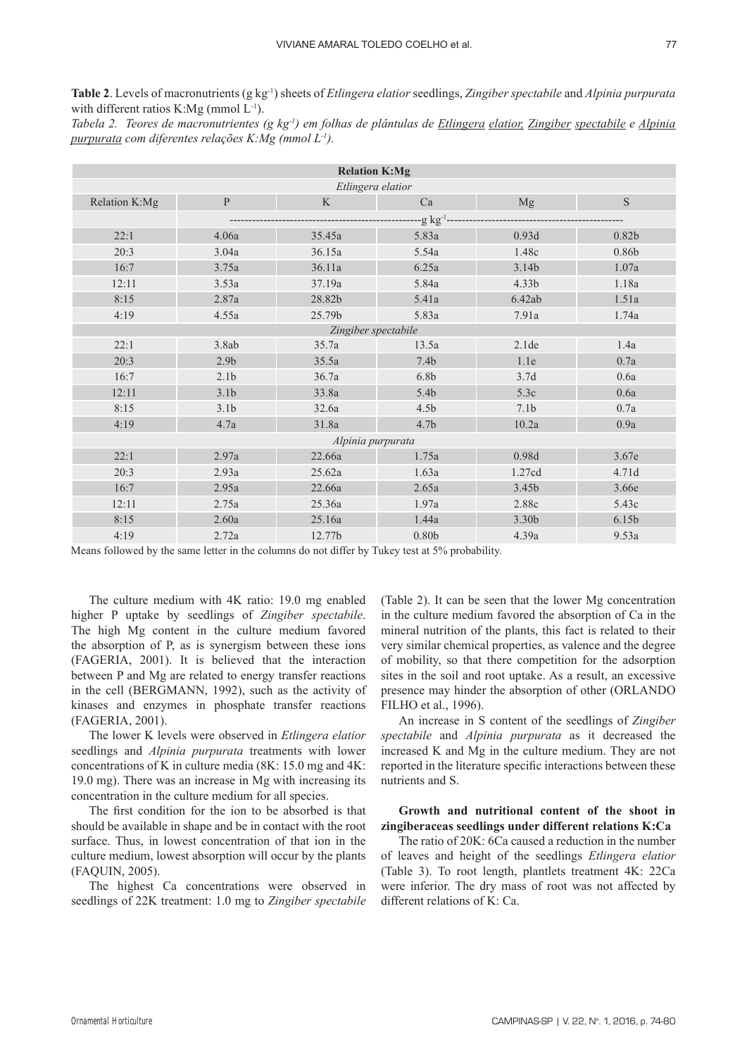**Table 2**. Levels of macronutrients (g $kg^{-1}$) sheets of *Etlingera elatior* seedlings, *Zingiber spectabile* and *Alpinia purpurata* with different ratios K:Mg (mmol $L^{-1}$).

*Tabela 2. Teores de macronutrientes (g $kg^{-1}$) em folhas de plântulas de Etlingera elatior, Zingiber spectabile e Alpinia purpurata com diferentes relações K:Mg (mmol $L^{-1}$).*

| **Relation K:Mg** | | | | | |
|---|---|---|---|---|---|
| *Etlingera elatior* | | | | | |
| Relation K:Mg | P | K | Ca | Mg | S |
| | ---g $kg^{-1}$--- | | | | |
| 22:1 | 4.06a | 35.45a | 5.83a | 0.93d | 0.82b |
| 20:3 | 3.04a | 36.15a | 5.54a | 1.48c | 0.86b |
| 16:7 | 3.75a | 36.11a | 6.25a | 3.14b | 1.07a |
| 12:11 | 3.53a | 37.19a | 5.84a | 4.33b | 1.18a |
| 8:15 | 2.87a | 28.82b | 5.41a | 6.42ab | 1.51a |
| 4:19 | 4.55a | 25.79b | 5.83a | 7.91a | 1.74a |
| *Zingiber spectabile* | | | | | |
| 22:1 | 3.8ab | 35.7a | 13.5a | 2.1de | 1.4a |
| 20:3 | 2.9b | 35.5a | 7.4b | 1.1e | 0.7a |
| 16:7 | 2.1b | 36.7a | 6.8b | 3.7d | 0.6a |
| 12:11 | 3.1b | 33.8a | 5.4b | 5.3c | 0.6a |
| 8:15 | 3.1b | 32.6a | 4.5b | 7.1b | 0.7a |
| 4:19 | 4.7a | 31.8a | 4.7b | 10.2a | 0.9a |
| *Alpinia purpurata* | | | | | |
| 22:1 | 2.97a | 22.66a | 1.75a | 0.98d | 3.67e |
| 20:3 | 2.93a | 25.62a | 1.63a | 1.27cd | 4.71d |
| 16:7 | 2.95a | 22.66a | 2.65a | 3.45b | 3.66e |
| 12:11 | 2.75a | 25.36a | 1.97a | 2.88c | 5.43c |
| 8:15 | 2.60a | 25.16a | 1.44a | 3.30b | 6.15b |
| 4:19 | 2.72a | 12.77b | 0.80b | 4.39a | 9.53a |

Means followed by the same letter in the columns do not differ by Tukey test at 5% probability.

The culture medium with 4K ratio: 19.0 mg enabled higher P uptake by seedlings of *Zingiber spectabile*. The high Mg content in the culture medium favored the absorption of P, as is synergism between these ions (FAGERIA, 2001). It is believed that the interaction between P and Mg are related to energy transfer reactions in the cell (BERGMANN, 1992), such as the activity of kinases and enzymes in phosphate transfer reactions (FAGERIA, 2001).

The lower K levels were observed in *Etlingera elatior* seedlings and *Alpinia purpurata* treatments with lower concentrations of K in culture media (8K: 15.0 mg and 4K: 19.0 mg). There was an increase in Mg with increasing its concentration in the culture medium for all species.

The first condition for the ion to be absorbed is that should be available in shape and be in contact with the root surface. Thus, in lowest concentration of that ion in the culture medium, lowest absorption will occur by the plants (FAQUIN, 2005).

The highest Ca concentrations were observed in seedlings of 22K treatment: 1.0 mg to *Zingiber spectabile* (Table 2). It can be seen that the lower Mg concentration in the culture medium favored the absorption of Ca in the mineral nutrition of the plants, this fact is related to their very similar chemical properties, as valence and the degree of mobility, so that there competition for the adsorption sites in the soil and root uptake. As a result, an excessive presence may hinder the absorption of other (ORLANDO FILHO et al., 1996).

An increase in S content of the seedlings of *Zingiber spectabile* and *Alpinia purpurata* as it decreased the increased K and Mg in the culture medium. They are not reported in the literature specific interactions between these nutrients and S.

**Growth and nutritional content of the shoot in zingiberaceas seedlings under different relations K:Ca**

The ratio of 20K: 6Ca caused a reduction in the number of leaves and height of the seedlings *Etlingera elatior* (Table 3). To root length, plantlets treatment 4K: 22Ca were inferior. The dry mass of root was not affected by different relations of K: Ca.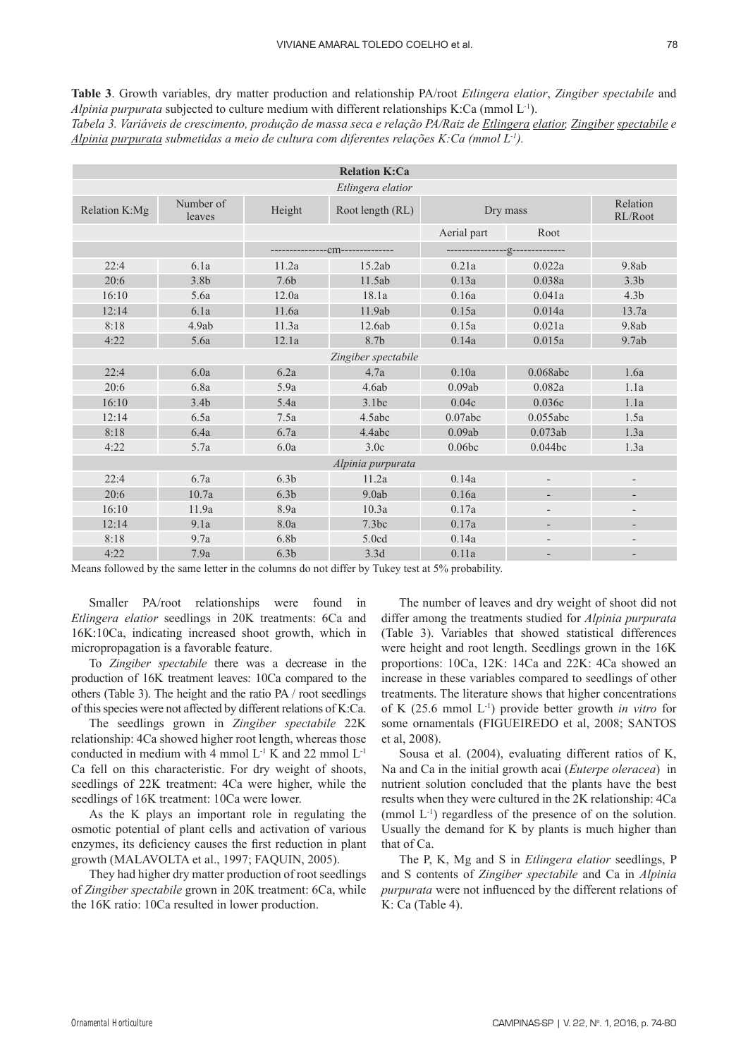**Table 3**. Growth variables, dry matter production and relationship PA/root *Etlingera elatior*, *Zingiber spectabile* and *Alpinia purpurata* subjected to culture medium with different relationships K:Ca (mmol $L^{-1}$).

*Tabela 3. Variáveis de crescimento, produção de massa seca e relação PA/Raiz de Etlingera elatior, Zingiber spectabile e Alpinia purpurata submetidas a meio de cultura com diferentes relações K:Ca (mmol $L^{-1}$).*

| Relation K:Ca | | | | | | |
|---|---|---|---|---|---|---|
| *Etlingera elatior* | | | | | | |
| Relation K:Mg | Number of leaves | Height | Root length (RL) | Dry mass | | Relation RL/Root |
| | | | | Aerial part | Root | |
| | | ---------------cm-------------- | | ----------------g-------------- | | |
| 22:4 | 6.1a | 11.2a | 15.2ab | 0.21a | 0.022a | 9.8ab |
| 20:6 | 3.8b | 7.6b | 11.5ab | 0.13a | 0.038a | 3.3b |
| 16:10 | 5.6a | 12.0a | 18.1a | 0.16a | 0.041a | 4.3b |
| 12:14 | 6.1a | 11.6a | 11.9ab | 0.15a | 0.014a | 13.7a |
| 8:18 | 4.9ab | 11.3a | 12.6ab | 0.15a | 0.021a | 9.8ab |
| 4:22 | 5.6a | 12.1a | 8.7b | 0.14a | 0.015a | 9.7ab |
| *Zingiber spectabile* | | | | | | |
| 22:4 | 6.0a | 6.2a | 4.7a | 0.10a | 0.068abc | 1.6a |
| 20:6 | 6.8a | 5.9a | 4.6ab | 0.09ab | 0.082a | 1.1a |
| 16:10 | 3.4b | 5.4a | 3.1bc | 0.04c | 0.036c | 1.1a |
| 12:14 | 6.5a | 7.5a | 4.5abc | 0.07abc | 0.055abc | 1.5a |
| 8:18 | 6.4a | 6.7a | 4.4abc | 0.09ab | 0.073ab | 1.3a |
| 4:22 | 5.7a | 6.0a | 3.0c | 0.06bc | 0.044bc | 1.3a |
| *Alpinia purpurata* | | | | | | |
| 22:4 | 6.7a | 6.3b | 11.2a | 0.14a | - | - |
| 20:6 | 10.7a | 6.3b | 9.0ab | 0.16a | - | - |
| 16:10 | 11.9a | 8.9a | 10.3a | 0.17a | - | - |
| 12:14 | 9.1a | 8.0a | 7.3bc | 0.17a | - | - |
| 8:18 | 9.7a | 6.8b | 5.0cd | 0.14a | - | - |
| 4:22 | 7.9a | 6.3b | 3.3d | 0.11a | - | - |

Means followed by the same letter in the columns do not differ by Tukey test at 5% probability.

Smaller PA/root relationships were found in *Etlingera elatior* seedlings in 20K treatments: 6Ca and 16K:10Ca, indicating increased shoot growth, which in micropropagation is a favorable feature.

To *Zingiber spectabile* there was a decrease in the production of 16K treatment leaves: 10Ca compared to the others (Table 3). The height and the ratio PA / root seedlings of this species were not affected by different relations of K:Ca.

The seedlings grown in *Zingiber spectabile* 22K relationship: 4Ca showed higher root length, whereas those conducted in medium with 4 mmol $L^{-1}$ K and 22 mmol $L^{-1}$ Ca fell on this characteristic. For dry weight of shoots, seedlings of 22K treatment: 4Ca were higher, while the seedlings of 16K treatment: 10Ca were lower.

As the K plays an important role in regulating the osmotic potential of plant cells and activation of various enzymes, its deficiency causes the first reduction in plant growth (MALAVOLTA et al., 1997; FAQUIN, 2005).

They had higher dry matter production of root seedlings of *Zingiber spectabile* grown in 20K treatment: 6Ca, while the 16K ratio: 10Ca resulted in lower production.

The number of leaves and dry weight of shoot did not differ among the treatments studied for *Alpinia purpurata* (Table 3). Variables that showed statistical differences were height and root length. Seedlings grown in the 16K proportions: 10Ca, 12K: 14Ca and 22K: 4Ca showed an increase in these variables compared to seedlings of other treatments. The literature shows that higher concentrations of K (25.6 mmol $L^{-1}$) provide better growth *in vitro* for some ornamentals (FIGUEIREDO et al, 2008; SANTOS et al, 2008).

Sousa et al. (2004), evaluating different ratios of K, Na and Ca in the initial growth acai (*Euterpe oleracea*) in nutrient solution concluded that the plants have the best results when they were cultured in the 2K relationship: 4Ca (mmol $L^{-1}$) regardless of the presence of on the solution. Usually the demand for K by plants is much higher than that of Ca.

The P, K, Mg and S in *Etlingera elatior* seedlings, P and S contents of *Zingiber spectabile* and Ca in *Alpinia purpurata* were not influenced by the different relations of K: Ca (Table 4).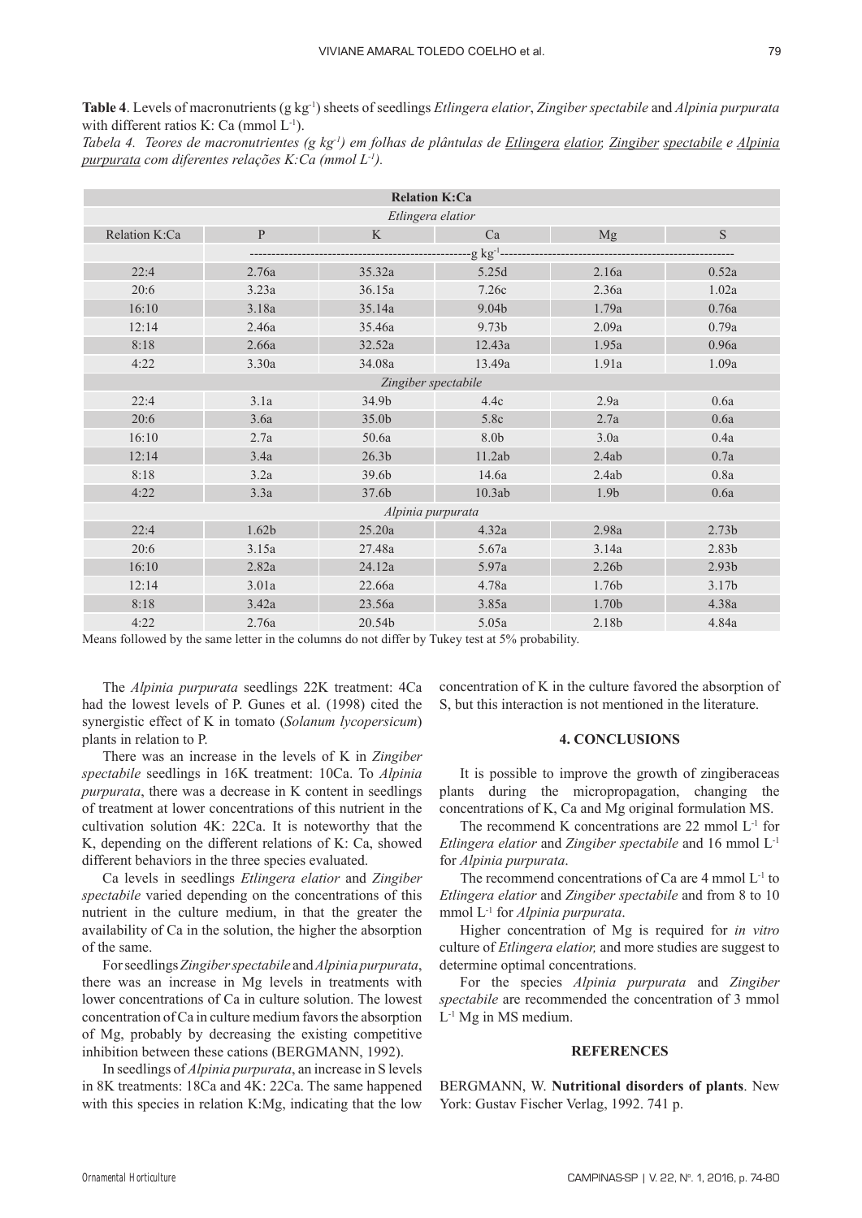**Table 4**. Levels of macronutrients (g kg$^{-1}$) sheets of seedlings *Etlingera elatior*, *Zingiber spectabile* and *Alpinia purpurata* with different ratios K: Ca (mmol L$^{-1}$).

*Tabela 4. Teores de macronutrientes (g kg$^{-1}$) em folhas de plântulas de Etlingera elatior, Zingiber spectabile e Alpinia purpurata com diferentes relações K:Ca (mmol L$^{-1}$).*

| Relation K:Ca | | | | | |
|---|---|---|---|---|---|
| *Etlingera elatior* | | | | | |
| Relation K:Ca | P | K | Ca | Mg | S |
| | g kg$^{-1}$ | | | | |
| 22:4 | 2.76a | 35.32a | 5.25d | 2.16a | 0.52a |
| 20:6 | 3.23a | 36.15a | 7.26c | 2.36a | 1.02a |
| 16:10 | 3.18a | 35.14a | 9.04b | 1.79a | 0.76a |
| 12:14 | 2.46a | 35.46a | 9.73b | 2.09a | 0.79a |
| 8:18 | 2.66a | 32.52a | 12.43a | 1.95a | 0.96a |
| 4:22 | 3.30a | 34.08a | 13.49a | 1.91a | 1.09a |
| *Zingiber spectabile* | | | | | |
| 22:4 | 3.1a | 34.9b | 4.4c | 2.9a | 0.6a |
| 20:6 | 3.6a | 35.0b | 5.8c | 2.7a | 0.6a |
| 16:10 | 2.7a | 50.6a | 8.0b | 3.0a | 0.4a |
| 12:14 | 3.4a | 26.3b | 11.2ab | 2.4ab | 0.7a |
| 8:18 | 3.2a | 39.6b | 14.6a | 2.4ab | 0.8a |
| 4:22 | 3.3a | 37.6b | 10.3ab | 1.9b | 0.6a |
| *Alpinia purpurata* | | | | | |
| 22:4 | 1.62b | 25.20a | 4.32a | 2.98a | 2.73b |
| 20:6 | 3.15a | 27.48a | 5.67a | 3.14a | 2.83b |
| 16:10 | 2.82a | 24.12a | 5.97a | 2.26b | 2.93b |
| 12:14 | 3.01a | 22.66a | 4.78a | 1.76b | 3.17b |
| 8:18 | 3.42a | 23.56a | 3.85a | 1.70b | 4.38a |
| 4:22 | 2.76a | 20.54b | 5.05a | 2.18b | 4.84a |

Means followed by the same letter in the columns do not differ by Tukey test at 5% probability.

The *Alpinia purpurata* seedlings 22K treatment: 4Ca had the lowest levels of P. Gunes et al. (1998) cited the synergistic effect of K in tomato (*Solanum lycopersicum*) plants in relation to P.

There was an increase in the levels of K in *Zingiber spectabile* seedlings in 16K treatment: 10Ca. To *Alpinia purpurata*, there was a decrease in K content in seedlings of treatment at lower concentrations of this nutrient in the cultivation solution 4K: 22Ca. It is noteworthy that the K, depending on the different relations of K: Ca, showed different behaviors in the three species evaluated.

Ca levels in seedlings *Etlingera elatior* and *Zingiber spectabile* varied depending on the concentrations of this nutrient in the culture medium, in that the greater the availability of Ca in the solution, the higher the absorption of the same.

For seedlings *Zingiber spectabile* and *Alpinia purpurata*, there was an increase in Mg levels in treatments with lower concentrations of Ca in culture solution. The lowest concentration of Ca in culture medium favors the absorption of Mg, probably by decreasing the existing competitive inhibition between these cations (BERGMANN, 1992).

In seedlings of *Alpinia purpurata*, an increase in S levels in 8K treatments: 18Ca and 4K: 22Ca. The same happened with this species in relation K:Mg, indicating that the low concentration of K in the culture favored the absorption of S, but this interaction is not mentioned in the literature.

## 4. CONCLUSIONS

It is possible to improve the growth of zingiberaceas plants during the micropropagation, changing the concentrations of K, Ca and Mg original formulation MS.

The recommend K concentrations are 22 mmol L$^{-1}$ for *Etlingera elatior* and *Zingiber spectabile* and 16 mmol L$^{-1}$ for *Alpinia purpurata*.

The recommend concentrations of Ca are 4 mmol L$^{-1}$ to *Etlingera elatior* and *Zingiber spectabile* and from 8 to 10 mmol L$^{-1}$ for *Alpinia purpurata*.

Higher concentration of Mg is required for *in vitro* culture of *Etlingera elatior,* and more studies are suggest to determine optimal concentrations.

For the species *Alpinia purpurata* and *Zingiber spectabile* are recommended the concentration of 3 mmol L$^{-1}$ Mg in MS medium.

## REFERENCES

BERGMANN, W. **Nutritional disorders of plants**. New York: Gustav Fischer Verlag, 1992. 741 p.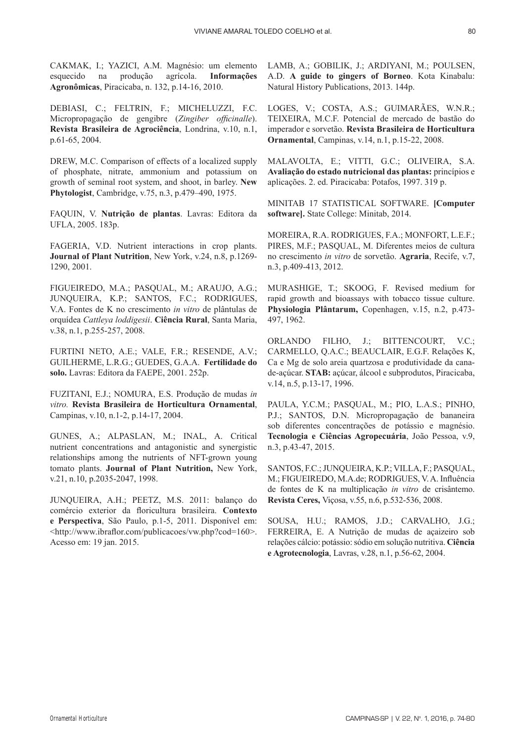CAKMAK, I.; YAZICI, A.M. Magnésio: um elemento esquecido na produção agrícola. **Informações Agronômicas**, Piracicaba, n. 132, p.14-16, 2010.

DEBIASI, C.; FELTRIN, F.; MICHELUZZI, F.C. Micropropagação de gengibre (*Zingiber officinalle*). **Revista Brasileira de Agrociência**, Londrina, v.10, n.1, p.61-65, 2004.

DREW, M.C. Comparison of effects of a localized supply of phosphate, nitrate, ammonium and potassium on growth of seminal root system, and shoot, in barley. **New Phytologist**, Cambridge, v.75, n.3, p.479–490, 1975.

FAQUIN, V. **Nutrição de plantas**. Lavras: Editora da UFLA, 2005. 183p.

FAGERIA, V.D. Nutrient interactions in crop plants. **Journal of Plant Nutrition**, New York, v.24, n.8, p.1269-1290, 2001.

FIGUEIREDO, M.A.; PASQUAL, M.; ARAUJO, A.G.; JUNQUEIRA, K.P.; SANTOS, F.C.; RODRIGUES, V.A. Fontes de K no crescimento *in vitro* de plântulas de orquídea *Cattleya loddigesii*. **Ciência Rural**, Santa Maria, v.38, n.1, p.255-257, 2008.

FURTINI NETO, A.E.; VALE, F.R.; RESENDE, A.V.; GUILHERME, L.R.G.; GUEDES, G.A.A. **Fertilidade do solo.** Lavras: Editora da FAEPE, 2001. 252p.

FUZITANI, E.J.; NOMURA, E.S. Produção de mudas *in vitro.* **Revista Brasileira de Horticultura Ornamental**, Campinas, v.10, n.1-2, p.14-17, 2004.

GUNES, A.; ALPASLAN, M.; INAL, A. Critical nutrient concentrations and antagonistic and synergistic relationships among the nutrients of NFT-grown young tomato plants. **Journal of Plant Nutrition,** New York, v.21, n.10, p.2035-2047, 1998.

JUNQUEIRA, A.H.; PEETZ, M.S. 2011: balanço do comércio exterior da floricultura brasileira. **Contexto e Perspectiva**, São Paulo, p.1-5, 2011. Disponível em: <http://www.ibraflor.com/publicacoes/vw.php?cod=160>. Acesso em: 19 jan. 2015.

LAMB, A.; GOBILIK, J.; ARDIYANI, M.; POULSEN, A.D. **A guide to gingers of Borneo**. Kota Kinabalu: Natural History Publications, 2013. 144p.

LOGES, V.; COSTA, A.S.; GUIMARÃES, W.N.R.; TEIXEIRA, M.C.F. Potencial de mercado de bastão do imperador e sorvetão. **Revista Brasileira de Horticultura Ornamental**, Campinas, v.14, n.1, p.15-22, 2008.

MALAVOLTA, E.; VITTI, G.C.; OLIVEIRA, S.A. **Avaliação do estado nutricional das plantas:** princípios e aplicações. 2. ed. Piracicaba: Potafos, 1997. 319 p.

MINITAB 17 STATISTICAL SOFTWARE. **[Computer software].** State College: Minitab, 2014.

MOREIRA, R.A. RODRIGUES, F.A.; MONFORT, L.E.F.; PIRES, M.F.; PASQUAL, M. Diferentes meios de cultura no crescimento *in vitro* de sorvetão. **Agraria**, Recife, v.7, n.3, p.409-413, 2012.

MURASHIGE, T.; SKOOG, F. Revised medium for rapid growth and bioassays with tobacco tissue culture. **Physiologia Plântarum,** Copenhagen, v.15, n.2, p.473-497, 1962.

ORLANDO FILHO, J.; BITTENCOURT, V.C.; CARMELLO, Q.A.C.; BEAUCLAIR, E.G.F. Relações K, Ca e Mg de solo areia quartzosa e produtividade da cana-de-açúcar. **STAB:** açúcar, álcool e subprodutos, Piracicaba, v.14, n.5, p.13-17, 1996.

PAULA, Y.C.M.; PASQUAL, M.; PIO, L.A.S.; PINHO, P.J.; SANTOS, D.N. Micropropagação de bananeira sob diferentes concentrações de potássio e magnésio. **Tecnologia e Ciências Agropecuária**, João Pessoa, v.9, n.3, p.43-47, 2015.

SANTOS, F.C.; JUNQUEIRA, K.P.; VILLA, F.; PASQUAL, M.; FIGUEIREDO, M.A.de; RODRIGUES, V. A. Influência de fontes de K na multiplicação *in vitro* de crisântemo. **Revista Ceres,** Viçosa, v.55, n.6, p.532-536, 2008.

SOUSA, H.U.; RAMOS, J.D.; CARVALHO, J.G.; FERREIRA, E. A Nutrição de mudas de açaizeiro sob relações cálcio: potássio: sódio em solução nutritiva. **Ciência e Agrotecnologia**, Lavras, v.28, n.1, p.56-62, 2004.